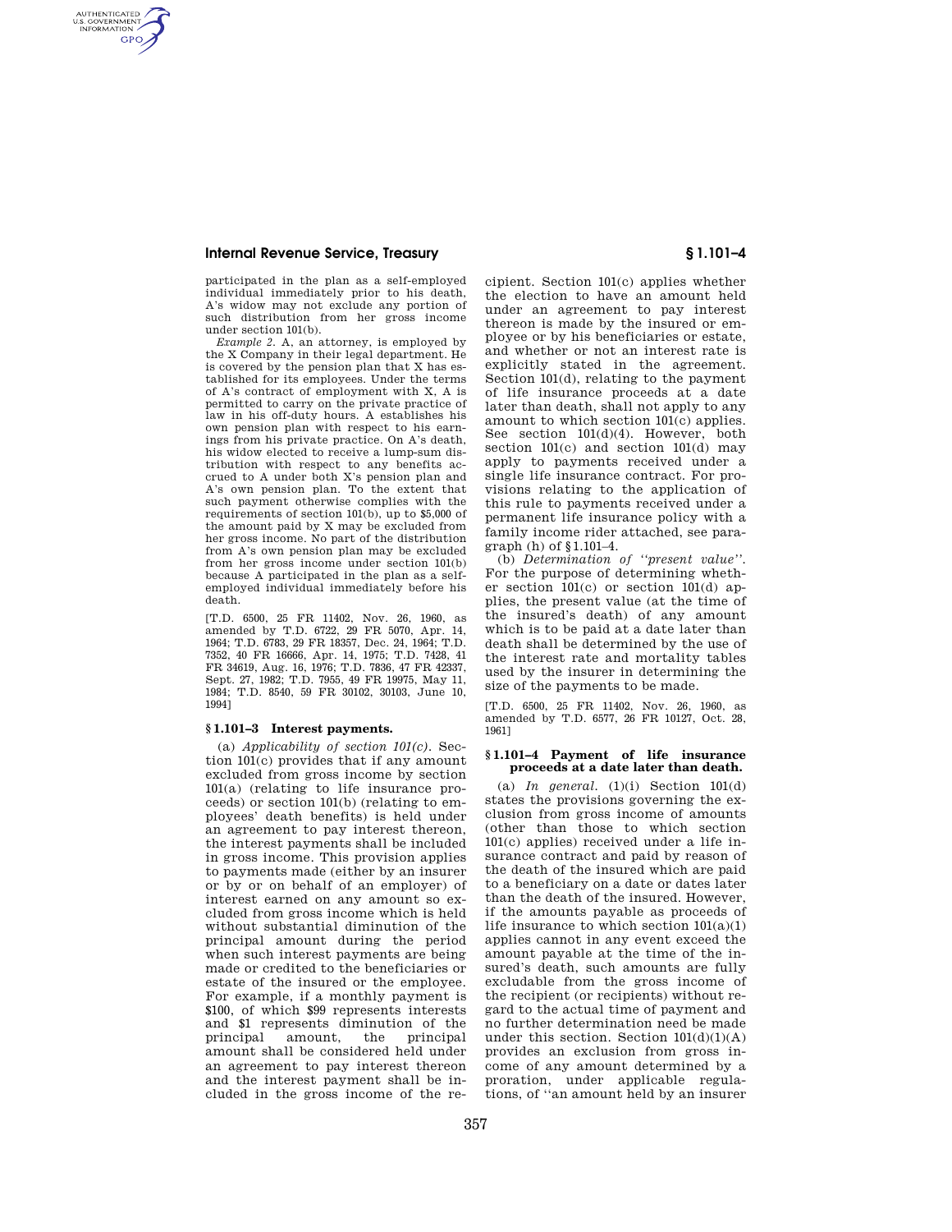participated in the plan as a self-employed individual immediately prior to his death, A's widow may not exclude any portion of such distribution from her gross income under section 101(b).

*Example 2.* A, an attorney, is employed by the X Company in their legal department. He is covered by the pension plan that X has established for its employees. Under the terms of A's contract of employment with X, A is permitted to carry on the private practice of law in his off-duty hours. A establishes his own pension plan with respect to his earnings from his private practice. On A's death, his widow elected to receive a lump-sum distribution with respect to any benefits accrued to A under both X's pension plan and A's own pension plan. To the extent that such payment otherwise complies with the requirements of section 101(b), up to $5,000 of the amount paid by X may be excluded from her gross income. No part of the distribution from A's own pension plan may be excluded from her gross income under section 101(b) because A participated in the plan as a self-employed individual immediately before his death.

[T.D. 6500, 25 FR 11402, Nov. 26, 1960, as amended by T.D. 6722, 29 FR 5070, Apr. 14, 1964; T.D. 6783, 29 FR 18357, Dec. 24, 1964; T.D. 7352, 40 FR 16666, Apr. 14, 1975; T.D. 7428, 41 FR 34619, Aug. 16, 1976; T.D. 7836, 47 FR 42337, Sept. 27, 1982; T.D. 7955, 49 FR 19975, May 11, 1984; T.D. 8540, 59 FR 30102, 30103, June 10, 1994]

## § 1.101–3 Interest payments.

(a) *Applicability of section 101(c).* Section 101(c) provides that if any amount excluded from gross income by section 101(a) (relating to life insurance proceeds) or section 101(b) (relating to employees' death benefits) is held under an agreement to pay interest thereon, the interest payments shall be included in gross income. This provision applies to payments made (either by an insurer or by or on behalf of an employer) of interest earned on any amount so excluded from gross income which is held without substantial diminution of the principal amount during the period when such interest payments are being made or credited to the beneficiaries or estate of the insured or the employee. For example, if a monthly payment is $100, of which $99 represents interests and $1 represents diminution of the principal amount, the principal amount shall be considered held under an agreement to pay interest thereon and the interest payment shall be included in the gross income of the recipient. Section 101(c) applies whether the election to have an amount held under an agreement to pay interest thereon is made by the insured or employee or by his beneficiaries or estate, and whether or not an interest rate is explicitly stated in the agreement. Section 101(d), relating to the payment of life insurance proceeds at a date later than death, shall not apply to any amount to which section 101(c) applies. See section 101(d)(4). However, both section 101(c) and section 101(d) may apply to payments received under a single life insurance contract. For provisions relating to the application of this rule to payments received under a permanent life insurance policy with a family income rider attached, see paragraph (h) of § 1.101–4.

(b) *Determination of ''present value''.* For the purpose of determining whether section 101(c) or section 101(d) applies, the present value (at the time of the insured's death) of any amount which is to be paid at a date later than death shall be determined by the use of the interest rate and mortality tables used by the insurer in determining the size of the payments to be made.

[T.D. 6500, 25 FR 11402, Nov. 26, 1960, as amended by T.D. 6577, 26 FR 10127, Oct. 28, 1961]

## § 1.101–4 Payment of life insurance proceeds at a date later than death.

(a) *In general.* (1)(i) Section 101(d) states the provisions governing the exclusion from gross income of amounts (other than those to which section 101(c) applies) received under a life insurance contract and paid by reason of the death of the insured which are paid to a beneficiary on a date or dates later than the death of the insured. However, if the amounts payable as proceeds of life insurance to which section 101(a)(1) applies cannot in any event exceed the amount payable at the time of the insured's death, such amounts are fully excludable from the gross income of the recipient (or recipients) without regard to the actual time of payment and no further determination need be made under this section. Section 101(d)(1)(A) provides an exclusion from gross income of any amount determined by a proration, under applicable regulations, of ''an amount held by an insurer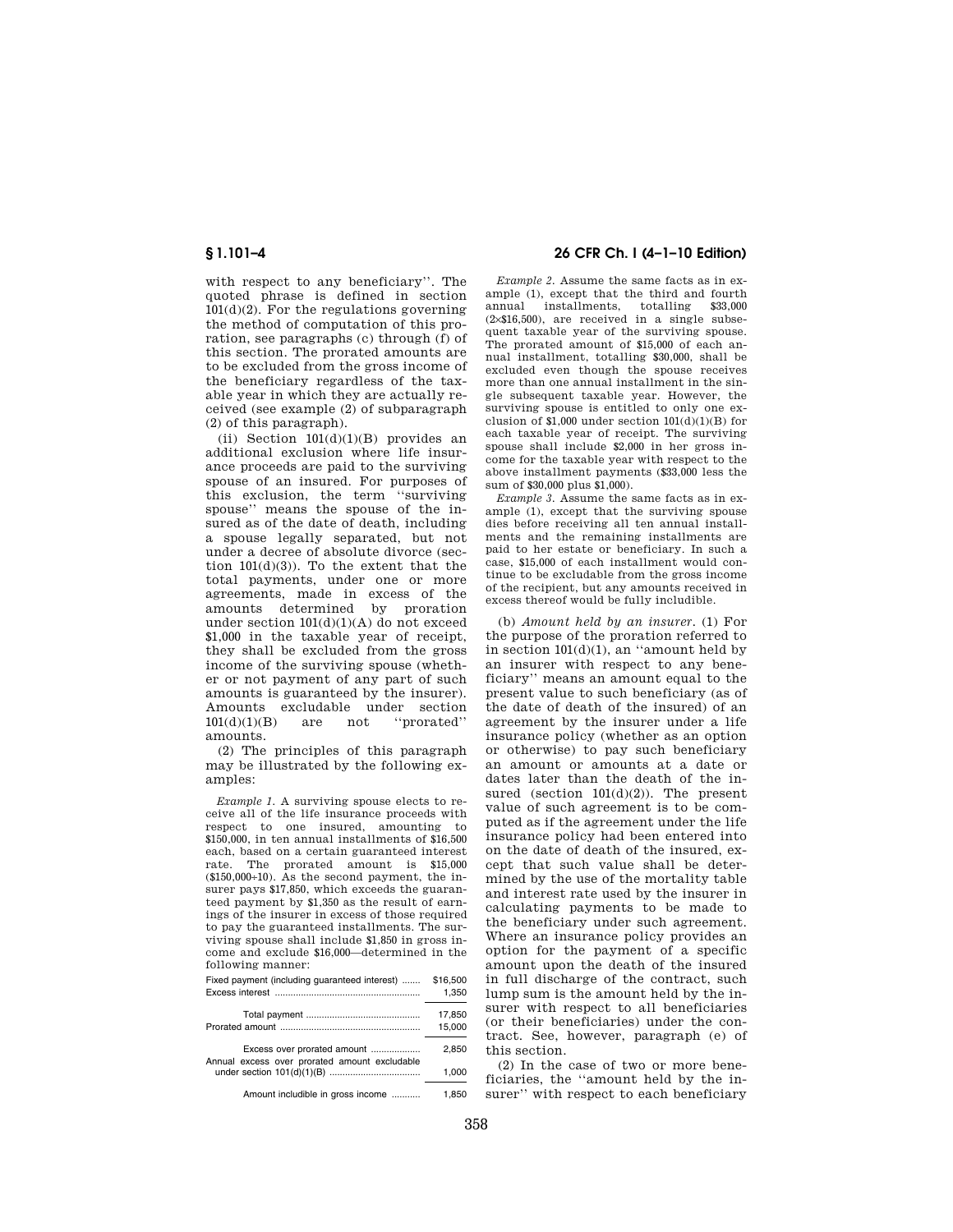with respect to any beneficiary''. The quoted phrase is defined in section 101(d)(2). For the regulations governing the method of computation of this proration, see paragraphs (c) through (f) of this section. The prorated amounts are to be excluded from the gross income of the beneficiary regardless of the taxable year in which they are actually received (see example (2) of subparagraph (2) of this paragraph).

(ii) Section 101(d)(1)(B) provides an additional exclusion where life insurance proceeds are paid to the surviving spouse of an insured. For purposes of this exclusion, the term ''surviving spouse'' means the spouse of the insured as of the date of death, including a spouse legally separated, but not under a decree of absolute divorce (section 101(d)(3)). To the extent that the total payments, under one or more agreements, made in excess of the amounts determined by proration under section 101(d)(1)(A) do not exceed $1,000 in the taxable year of receipt, they shall be excluded from the gross income of the surviving spouse (whether or not payment of any part of such amounts is guaranteed by the insurer). Amounts excludable under section 101(d)(1)(B) are not ''prorated'' amounts.

(2) The principles of this paragraph may be illustrated by the following examples:

*Example 1.* A surviving spouse elects to receive all of the life insurance proceeds with respect to one insured, amounting to $150,000, in ten annual installments of $16,500 each, based on a certain guaranteed interest rate. The prorated amount is $15,000 ($150,000÷10). As the second payment, the insurer pays $17,850, which exceeds the guaranteed payment by $1,350 as the result of earnings of the insurer in excess of those required to pay the guaranteed installments. The surviving spouse shall include $1,850 in gross income and exclude $16,000—determined in the following manner:

| | |
|---|---|
| Fixed payment (including guaranteed interest) | $16,500 |
| Excess interest | 1,350 |
| Total payment | 17,850 |
| Prorated amount | 15,000 |
| Excess over prorated amount | 2,850 |
| Annual excess over prorated amount excludable under section 101(d)(1)(B) | 1,000 |
| Amount includible in gross income | 1,850 |

*Example 2.* Assume the same facts as in example (1), except that the third and fourth annual installments, totalling $33,000 (2×$16,500), are received in a single subsequent taxable year of the surviving spouse. The prorated amount of $15,000 of each annual installment, totalling $30,000, shall be excluded even though the spouse receives more than one annual installment in the single subsequent taxable year. However, the surviving spouse is entitled to only one exclusion of $1,000 under section 101(d)(1)(B) for each taxable year of receipt. The surviving spouse shall include $2,000 in her gross income for the taxable year with respect to the above installment payments ($33,000 less the sum of $30,000 plus $1,000).

*Example 3.* Assume the same facts as in example (1), except that the surviving spouse dies before receiving all ten annual installments and the remaining installments are paid to her estate or beneficiary. In such a case, $15,000 of each installment would continue to be excludable from the gross income of the recipient, but any amounts received in excess thereof would be fully includible.

(b) *Amount held by an insurer.* (1) For the purpose of the proration referred to in section 101(d)(1), an ''amount held by an insurer with respect to any beneficiary'' means an amount equal to the present value to such beneficiary (as of the date of death of the insured) of an agreement by the insurer under a life insurance policy (whether as an option or otherwise) to pay such beneficiary an amount or amounts at a date or dates later than the death of the insured (section 101(d)(2)). The present value of such agreement is to be computed as if the agreement under the life insurance policy had been entered into on the date of death of the insured, except that such value shall be determined by the use of the mortality table and interest rate used by the insurer in calculating payments to be made to the beneficiary under such agreement. Where an insurance policy provides an option for the payment of a specific amount upon the death of the insured in full discharge of the contract, such lump sum is the amount held by the insurer with respect to all beneficiaries (or their beneficiaries) under the contract. See, however, paragraph (e) of this section.

(2) In the case of two or more beneficiaries, the ''amount held by the insurer'' with respect to each beneficiary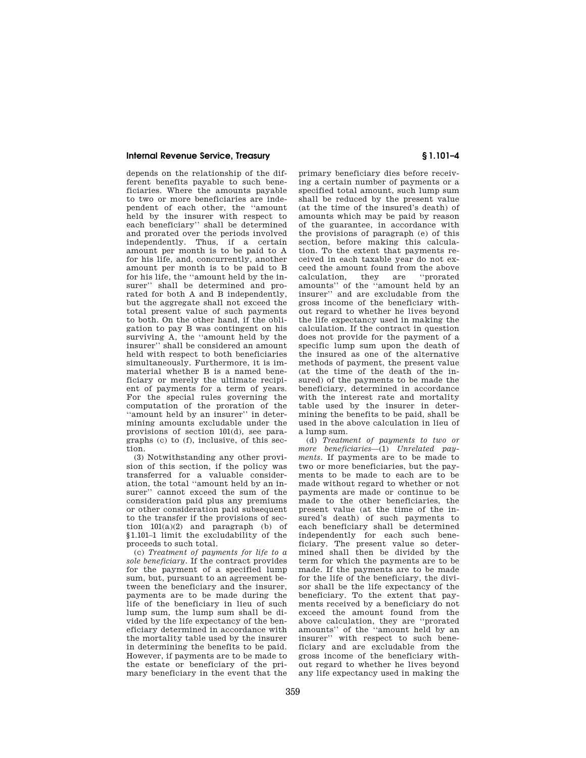depends on the relationship of the different benefits payable to such beneficiaries. Where the amounts payable to two or more beneficiaries are independent of each other, the ''amount held by the insurer with respect to each beneficiary'' shall be determined and prorated over the periods involved independently. Thus, if a certain amount per month is to be paid to A for his life, and, concurrently, another amount per month is to be paid to B for his life, the ''amount held by the insurer'' shall be determined and prorated for both A and B independently, but the aggregate shall not exceed the total present value of such payments to both. On the other hand, if the obligation to pay B was contingent on his surviving A, the ''amount held by the insurer'' shall be considered an amount held with respect to both beneficiaries simultaneously. Furthermore, it is immaterial whether B is a named beneficiary or merely the ultimate recipient of payments for a term of years. For the special rules governing the computation of the proration of the ''amount held by an insurer'' in determining amounts excludable under the provisions of section 101(d), see paragraphs (c) to (f), inclusive, of this section.

(3) Notwithstanding any other provision of this section, if the policy was transferred for a valuable consideration, the total ''amount held by an insurer'' cannot exceed the sum of the consideration paid plus any premiums or other consideration paid subsequent to the transfer if the provisions of section 101(a)(2) and paragraph (b) of §1.101–1 limit the excludability of the proceeds to such total.

(c) *Treatment of payments for life to a sole beneficiary.* If the contract provides for the payment of a specified lump sum, but, pursuant to an agreement between the beneficiary and the insurer, payments are to be made during the life of the beneficiary in lieu of such lump sum, the lump sum shall be divided by the life expectancy of the beneficiary determined in accordance with the mortality table used by the insurer in determining the benefits to be paid. However, if payments are to be made to the estate or beneficiary of the primary beneficiary in the event that the primary beneficiary dies before receiving a certain number of payments or a specified total amount, such lump sum shall be reduced by the present value (at the time of the insured's death) of amounts which may be paid by reason of the guarantee, in accordance with the provisions of paragraph (e) of this section, before making this calculation. To the extent that payments received in each taxable year do not exceed the amount found from the above calculation, they are ''prorated amounts'' of the ''amount held by an insurer'' and are excludable from the gross income of the beneficiary without regard to whether he lives beyond the life expectancy used in making the calculation. If the contract in question does not provide for the payment of a specific lump sum upon the death of the insured as one of the alternative methods of payment, the present value (at the time of the death of the insured) of the payments to be made the beneficiary, determined in accordance with the interest rate and mortality table used by the insurer in determining the benefits to be paid, shall be used in the above calculation in lieu of a lump sum.

(d) *Treatment of payments to two or more beneficiaries*—(1) *Unrelated payments.* If payments are to be made to two or more beneficiaries, but the payments to be made to each are to be made without regard to whether or not payments are made or continue to be made to the other beneficiaries, the present value (at the time of the insured's death) of such payments to each beneficiary shall be determined independently for each such beneficiary. The present value so determined shall then be divided by the term for which the payments are to be made. If the payments are to be made for the life of the beneficiary, the divisor shall be the life expectancy of the beneficiary. To the extent that payments received by a beneficiary do not exceed the amount found from the above calculation, they are ''prorated amounts'' of the ''amount held by an insurer'' with respect to such beneficiary and are excludable from the gross income of the beneficiary without regard to whether he lives beyond any life expectancy used in making the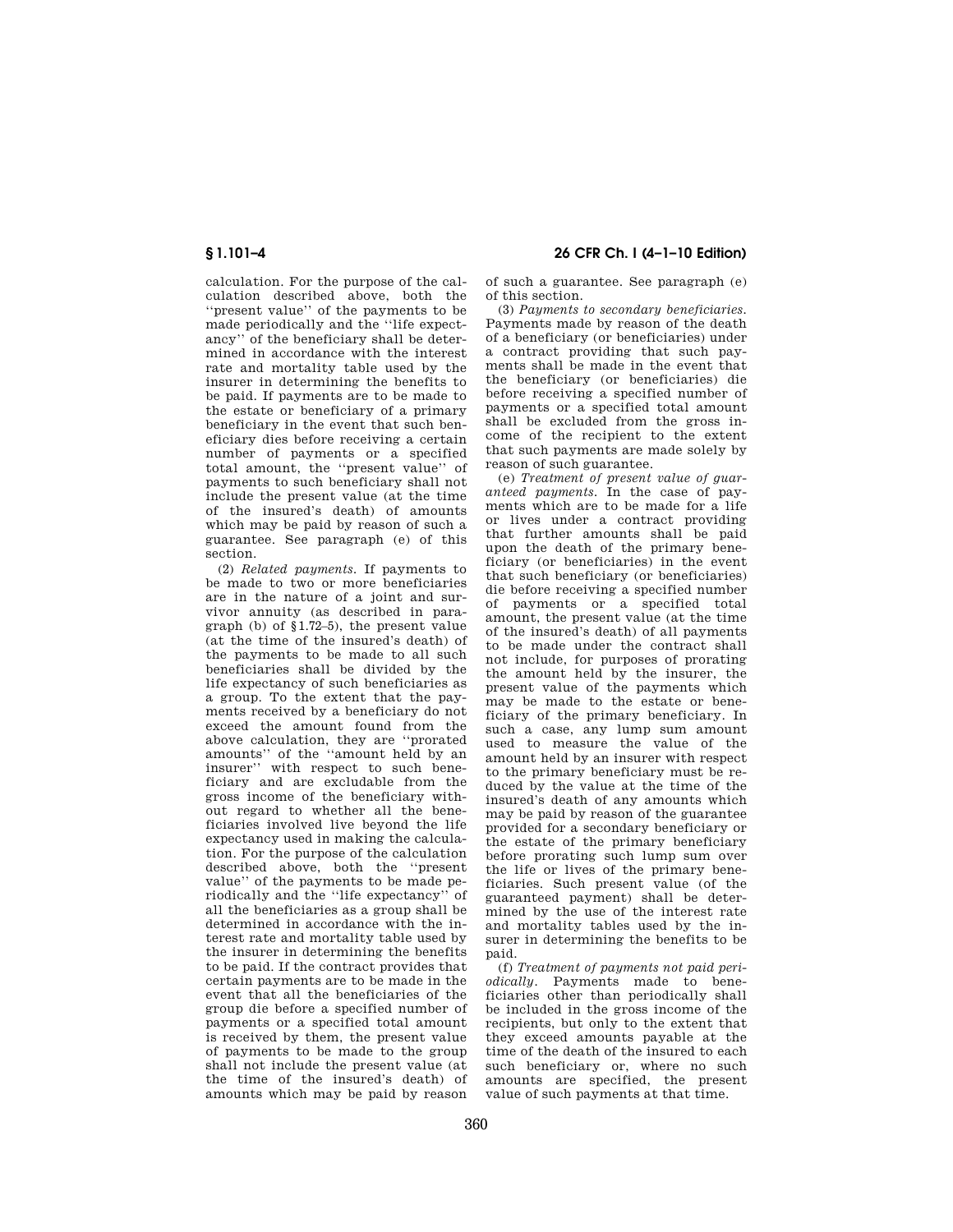calculation. For the purpose of the calculation described above, both the ''present value'' of the payments to be made periodically and the ''life expectancy'' of the beneficiary shall be determined in accordance with the interest rate and mortality table used by the insurer in determining the benefits to be paid. If payments are to be made to the estate or beneficiary of a primary beneficiary in the event that such beneficiary dies before receiving a certain number of payments or a specified total amount, the ''present value'' of payments to such beneficiary shall not include the present value (at the time of the insured's death) of amounts which may be paid by reason of such a guarantee. See paragraph (e) of this section.

(2) *Related payments.* If payments to be made to two or more beneficiaries are in the nature of a joint and survivor annuity (as described in paragraph (b) of §1.72–5), the present value (at the time of the insured's death) of the payments to be made to all such beneficiaries shall be divided by the life expectancy of such beneficiaries as a group. To the extent that the payments received by a beneficiary do not exceed the amount found from the above calculation, they are ''prorated amounts'' of the ''amount held by an insurer'' with respect to such beneficiary and are excludable from the gross income of the beneficiary without regard to whether all the beneficiaries involved live beyond the life expectancy used in making the calculation. For the purpose of the calculation described above, both the ''present value'' of the payments to be made periodically and the ''life expectancy'' of all the beneficiaries as a group shall be determined in accordance with the interest rate and mortality table used by the insurer in determining the benefits to be paid. If the contract provides that certain payments are to be made in the event that all the beneficiaries of the group die before a specified number of payments or a specified total amount is received by them, the present value of payments to be made to the group shall not include the present value (at the time of the insured's death) of amounts which may be paid by reason of such a guarantee. See paragraph (e) of this section.

(3) *Payments to secondary beneficiaries.* Payments made by reason of the death of a beneficiary (or beneficiaries) under a contract providing that such payments shall be made in the event that the beneficiary (or beneficiaries) die before receiving a specified number of payments or a specified total amount shall be excluded from the gross income of the recipient to the extent that such payments are made solely by reason of such guarantee.

(e) *Treatment of present value of guaranteed payments.* In the case of payments which are to be made for a life or lives under a contract providing that further amounts shall be paid upon the death of the primary beneficiary (or beneficiaries) in the event that such beneficiary (or beneficiaries) die before receiving a specified number of payments or a specified total amount, the present value (at the time of the insured's death) of all payments to be made under the contract shall not include, for purposes of prorating the amount held by the insurer, the present value of the payments which may be made to the estate or beneficiary of the primary beneficiary. In such a case, any lump sum amount used to measure the value of the amount held by an insurer with respect to the primary beneficiary must be reduced by the value at the time of the insured's death of any amounts which may be paid by reason of the guarantee provided for a secondary beneficiary or the estate of the primary beneficiary before prorating such lump sum over the life or lives of the primary beneficiaries. Such present value (of the guaranteed payment) shall be determined by the use of the interest rate and mortality tables used by the insurer in determining the benefits to be paid.

(f) *Treatment of payments not paid periodically.* Payments made to beneficiaries other than periodically shall be included in the gross income of the recipients, but only to the extent that they exceed amounts payable at the time of the death of the insured to each such beneficiary or, where no such amounts are specified, the present value of such payments at that time.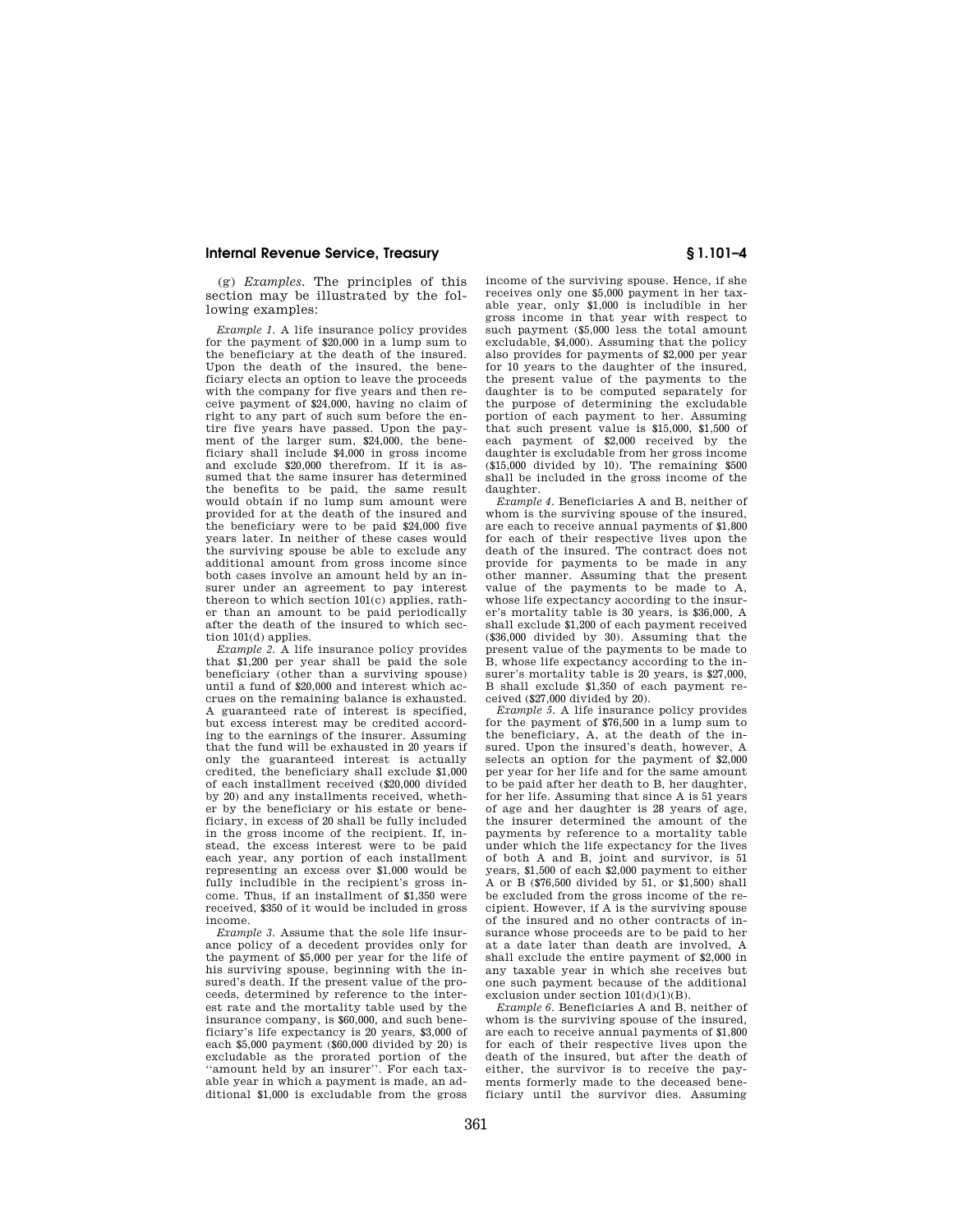(g) *Examples.* The principles of this section may be illustrated by the following examples:

*Example 1.* A life insurance policy provides for the payment of $20,000 in a lump sum to the beneficiary at the death of the insured. Upon the death of the insured, the beneficiary elects an option to leave the proceeds with the company for five years and then receive payment of $24,000, having no claim of right to any part of such sum before the entire five years have passed. Upon the payment of the larger sum, $24,000, the beneficiary shall include $4,000 in gross income and exclude $20,000 therefrom. If it is assumed that the same insurer has determined the benefits to be paid, the same result would obtain if no lump sum amount were provided for at the death of the insured and the beneficiary were to be paid $24,000 five years later. In neither of these cases would the surviving spouse be able to exclude any additional amount from gross income since both cases involve an amount held by an insurer under an agreement to pay interest thereon to which section 101(c) applies, rather than an amount to be paid periodically after the death of the insured to which section 101(d) applies.

*Example 2.* A life insurance policy provides that $1,200 per year shall be paid the sole beneficiary (other than a surviving spouse) until a fund of $20,000 and interest which accrues on the remaining balance is exhausted. A guaranteed rate of interest is specified, but excess interest may be credited according to the earnings of the insurer. Assuming that the fund will be exhausted in 20 years if only the guaranteed interest is actually credited, the beneficiary shall exclude $1,000 of each installment received ($20,000 divided by 20) and any installments received, whether by the beneficiary or his estate or beneficiary, in excess of 20 shall be fully included in the gross income of the recipient. If, instead, the excess interest were to be paid each year, any portion of each installment representing an excess over $1,000 would be fully includible in the recipient's gross income. Thus, if an installment of $1,350 were received, $350 of it would be included in gross income.

*Example 3.* Assume that the sole life insurance policy of a decedent provides only for the payment of $5,000 per year for the life of his surviving spouse, beginning with the insured's death. If the present value of the proceeds, determined by reference to the interest rate and the mortality table used by the insurance company, is $60,000, and such beneficiary's life expectancy is 20 years, $3,000 of each $5,000 payment ($60,000 divided by 20) is excludable as the prorated portion of the "amount held by an insurer". For each taxable year in which a payment is made, an additional $1,000 is excludable from the gross income of the surviving spouse. Hence, if she receives only one $5,000 payment in her taxable year, only $1,000 is includible in her gross income in that year with respect to such payment ($5,000 less the total amount excludable, $4,000). Assuming that the policy also provides for payments of $2,000 per year for 10 years to the daughter of the insured, the present value of the payments to the daughter is to be computed separately for the purpose of determining the excludable portion of each payment to her. Assuming that such present value is $15,000, $1,500 of each payment of $2,000 received by the daughter is excludable from her gross income ($15,000 divided by 10). The remaining $500 shall be included in the gross income of the daughter.

*Example 4.* Beneficiaries A and B, neither of whom is the surviving spouse of the insured, are each to receive annual payments of $1,800 for each of their respective lives upon the death of the insured. The contract does not provide for payments to be made in any other manner. Assuming that the present value of the payments to be made to A, whose life expectancy according to the insurer's mortality table is 30 years, is $36,000, A shall exclude $1,200 of each payment received ($36,000 divided by 30). Assuming that the present value of the payments to be made to B, whose life expectancy according to the insurer's mortality table is 20 years, is $27,000, B shall exclude $1,350 of each payment received ($27,000 divided by 20).

*Example 5.* A life insurance policy provides for the payment of $76,500 in a lump sum to the beneficiary, A, at the death of the insured. Upon the insured's death, however, A selects an option for the payment of $2,000 per year for her life and for the same amount to be paid after her death to B, her daughter, for her life. Assuming that since A is 51 years of age and her daughter is 28 years of age, the insurer determined the amount of the payments by reference to a mortality table under which the life expectancy for the lives of both A and B, joint and survivor, is 51 years, $1,500 of each $2,000 payment to either A or B ($76,500 divided by 51, or $1,500) shall be excluded from the gross income of the recipient. However, if A is the surviving spouse of the insured and no other contracts of insurance whose proceeds are to be paid to her at a date later than death are involved, A shall exclude the entire payment of $2,000 in any taxable year in which she receives but one such payment because of the additional exclusion under section 101(d)(1)(B).

*Example 6.* Beneficiaries A and B, neither of whom is the surviving spouse of the insured, are each to receive annual payments of $1,800 for each of their respective lives upon the death of the insured, but after the death of either, the survivor is to receive the payments formerly made to the deceased beneficiary until the survivor dies. Assuming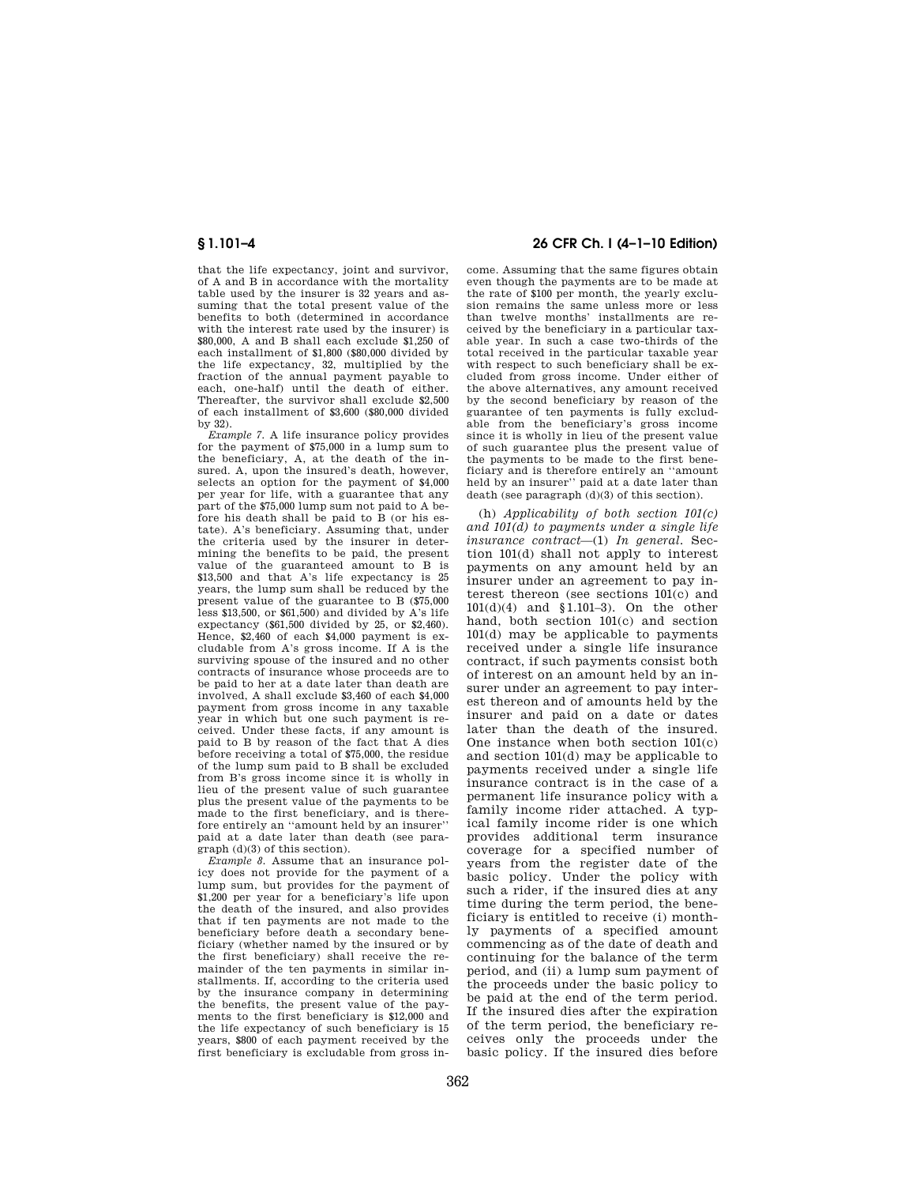that the life expectancy, joint and survivor, of A and B in accordance with the mortality table used by the insurer is 32 years and assuming that the total present value of the benefits to both (determined in accordance with the interest rate used by the insurer) is $80,000, A and B shall each exclude $1,250 of each installment of $1,800 ($80,000 divided by the life expectancy, 32, multiplied by the fraction of the annual payment payable to each, one-half) until the death of either. Thereafter, the survivor shall exclude $2,500 of each installment of $3,600 ($80,000 divided by 32).

*Example 7.* A life insurance policy provides for the payment of $75,000 in a lump sum to the beneficiary, A, at the death of the insured. A, upon the insured's death, however, selects an option for the payment of $4,000 per year for life, with a guarantee that any part of the $75,000 lump sum not paid to A before his death shall be paid to B (or his estate). A's beneficiary. Assuming that, under the criteria used by the insurer in determining the benefits to be paid, the present value of the guaranteed amount to B is $13,500 and that A's life expectancy is 25 years, the lump sum shall be reduced by the present value of the guarantee to B ($75,000 less $13,500, or $61,500) and divided by A's life expectancy ($61,500 divided by 25, or $2,460). Hence, $2,460 of each $4,000 payment is excludable from A's gross income. If A is the surviving spouse of the insured and no other contracts of insurance whose proceeds are to be paid to her at a date later than death are involved, A shall exclude $3,460 of each $4,000 payment from gross income in any taxable year in which but one such payment is received. Under these facts, if any amount is paid to B by reason of the fact that A dies before receiving a total of $75,000, the residue of the lump sum paid to B shall be excluded from B's gross income since it is wholly in lieu of the present value of such guarantee plus the present value of the payments to be made to the first beneficiary, and is therefore entirely an "amount held by an insurer" paid at a date later than death (see paragraph (d)(3) of this section).

*Example 8.* Assume that an insurance policy does not provide for the payment of a lump sum, but provides for the payment of $1,200 per year for a beneficiary's life upon the death of the insured, and also provides that if ten payments are not made to the beneficiary before death a secondary beneficiary (whether named by the insured or by the first beneficiary) shall receive the remainder of the ten payments in similar installments. If, according to the criteria used by the insurance company in determining the benefits, the present value of the payments to the first beneficiary is $12,000 and the life expectancy of such beneficiary is 15 years, $800 of each payment received by the first beneficiary is excludable from gross income. Assuming that the same figures obtain even though the payments are to be made at the rate of $100 per month, the yearly exclusion remains the same unless more or less than twelve months' installments are received by the beneficiary in a particular taxable year. In such a case two-thirds of the total received in the particular taxable year with respect to such beneficiary shall be excluded from gross income. Under either of the above alternatives, any amount received by the second beneficiary by reason of the guarantee of ten payments is fully excludable from the beneficiary's gross income since it is wholly in lieu of the present value of such guarantee plus the present value of the payments to be made to the first beneficiary and is therefore entirely an "amount held by an insurer" paid at a date later than death (see paragraph (d)(3) of this section).

(h) *Applicability of both section 101(c) and 101(d) to payments under a single life insurance contract*—(1) *In general.* Section 101(d) shall not apply to interest payments on any amount held by an insurer under an agreement to pay interest thereon (see sections 101(c) and 101(d)(4) and §1.101–3). On the other hand, both section 101(c) and section 101(d) may be applicable to payments received under a single life insurance contract, if such payments consist both of interest on an amount held by an insurer under an agreement to pay interest thereon and of amounts held by the insurer and paid on a date or dates later than the death of the insured. One instance when both section 101(c) and section 101(d) may be applicable to payments received under a single life insurance contract is in the case of a permanent life insurance policy with a family income rider attached. A typical family income rider is one which provides additional term insurance coverage for a specified number of years from the register date of the basic policy. Under the policy with such a rider, if the insured dies at any time during the term period, the beneficiary is entitled to receive (i) monthly payments of a specified amount commencing as of the date of death and continuing for the balance of the term period, and (ii) a lump sum payment of the proceeds under the basic policy to be paid at the end of the term period. If the insured dies after the expiration of the term period, the beneficiary receives only the proceeds under the basic policy. If the insured dies before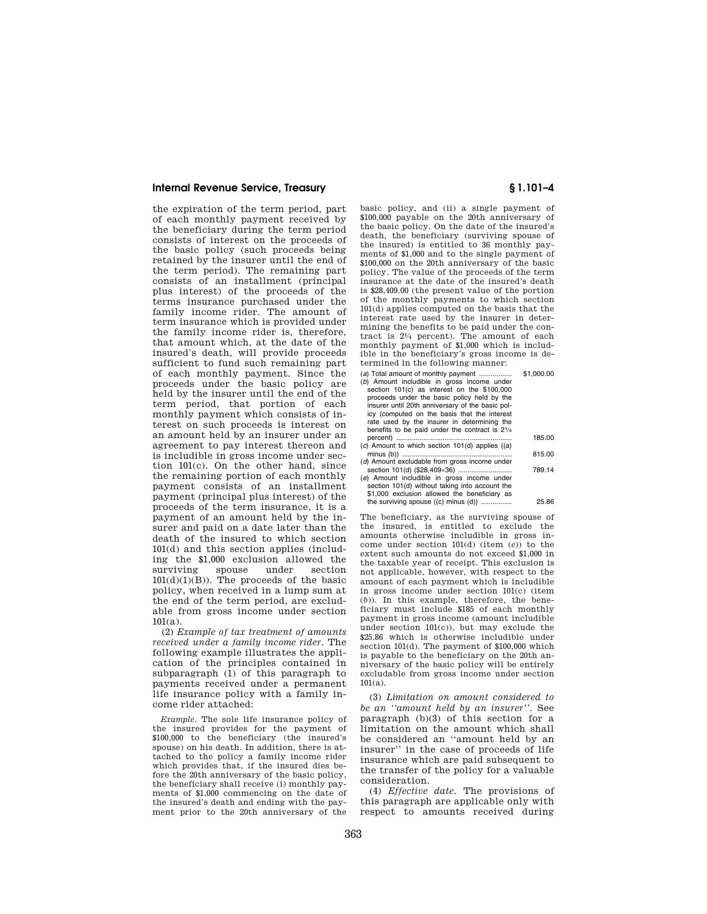the expiration of the term period, part of each monthly payment received by the beneficiary during the term period consists of interest on the proceeds of the basic policy (such proceeds being retained by the insurer until the end of the term period). The remaining part consists of an installment (principal plus interest) of the proceeds of the terms insurance purchased under the family income rider. The amount of term insurance which is provided under the family income rider is, therefore, that amount which, at the date of the insured's death, will provide proceeds sufficient to fund such remaining part of each monthly payment. Since the proceeds under the basic policy are held by the insurer until the end of the term period, that portion of each monthly payment which consists of interest on such proceeds is interest on an amount held by an insurer under an agreement to pay interest thereon and is includible in gross income under section 101(c). On the other hand, since the remaining portion of each monthly payment consists of an installment payment (principal plus interest) of the proceeds of the term insurance, it is a payment of an amount held by the insurer and paid on a date later than the death of the insured to which section 101(d) and this section applies (including the $1,000 exclusion allowed the surviving spouse under section 101(d)(1)(B)). The proceeds of the basic policy, when received in a lump sum at the end of the term period, are excludable from gross income under section 101(a).

(2) *Example of tax treatment of amounts received under a family income rider*. The following example illustrates the application of the principles contained in subparagraph (1) of this paragraph to payments received under a permanent life insurance policy with a family income rider attached:

*Example*. The sole life insurance policy of the insured provides for the payment of $100,000 to the beneficiary (the insured's spouse) on his death. In addition, there is attached to the policy a family income rider which provides that, if the insured dies before the 20th anniversary of the basic policy, the beneficiary shall receive (i) monthly payments of $1,000 commencing on the date of the insured's death and ending with the payment prior to the 20th anniversary of the basic policy, and (ii) a single payment of $100,000 payable on the 20th anniversary of the basic policy. On the date of the insured's death, the beneficiary (surviving spouse of the insured) is entitled to 36 monthly payments of $1,000 and to the single payment of $100,000 on the 20th anniversary of the basic policy. The value of the proceeds of the term insurance at the date of the insured's death is $28,409.00 (the present value of the portion of the monthly payments to which section 101(d) applies computed on the basis that the interest rate used by the insurer in determining the benefits to be paid under the contract is 2¼ percent). The amount of each monthly payment of $1,000 which is includible in the beneficiary's gross income is determined in the following manner:

| | |
|---|---|
| (*a*) Total amount of monthly payment | $1,000.00 |
| (*b*) Amount includible in gross income under section 101(c) as interest on the $100,000 proceeds under the basic policy held by the insurer until 20th anniversary of the basic policy (computed on the basis that the interest rate used by the insurer in determining the benefits to be paid under the contract is 2¼ percent) | 185.00 |
| (*c*) Amount to which section 101(d) applies ((a) minus (b)) | 815.00 |
| (*d*) Amount excludable from gross income under section 101(d) ($28,409÷36) | 789.14 |
| (*e*) Amount includible in gross income under section 101(d) without taking into account the $1,000 exclusion allowed the beneficiary as the surviving spouse ((c) minus (d)) | 25.86 |

The beneficiary, as the surviving spouse of the insured, is entitled to exclude the amounts otherwise includible in gross income under section 101(d) (item (*e*)) to the extent such amounts do not exceed $1,000 in the taxable year of receipt. This exclusion is not applicable, however, with respect to the amount of each payment which is includible in gross income under section 101(c) (item (*b*)). In this example, therefore, the beneficiary must include $185 of each monthly payment in gross income (amount includible under section 101(c)), but may exclude the $25.86 which is otherwise includible under section 101(d). The payment of $100,000 which is payable to the beneficiary on the 20th anniversary of the basic policy will be entirely excludable from gross income under section 101(a).

(3) *Limitation on amount considered to be an ''amount held by an insurer''*. See paragraph (b)(3) of this section for a limitation on the amount which shall be considered an ''amount held by an insurer'' in the case of proceeds of life insurance which are paid subsequent to the transfer of the policy for a valuable consideration.

(4) *Effective date*. The provisions of this paragraph are applicable only with respect to amounts received during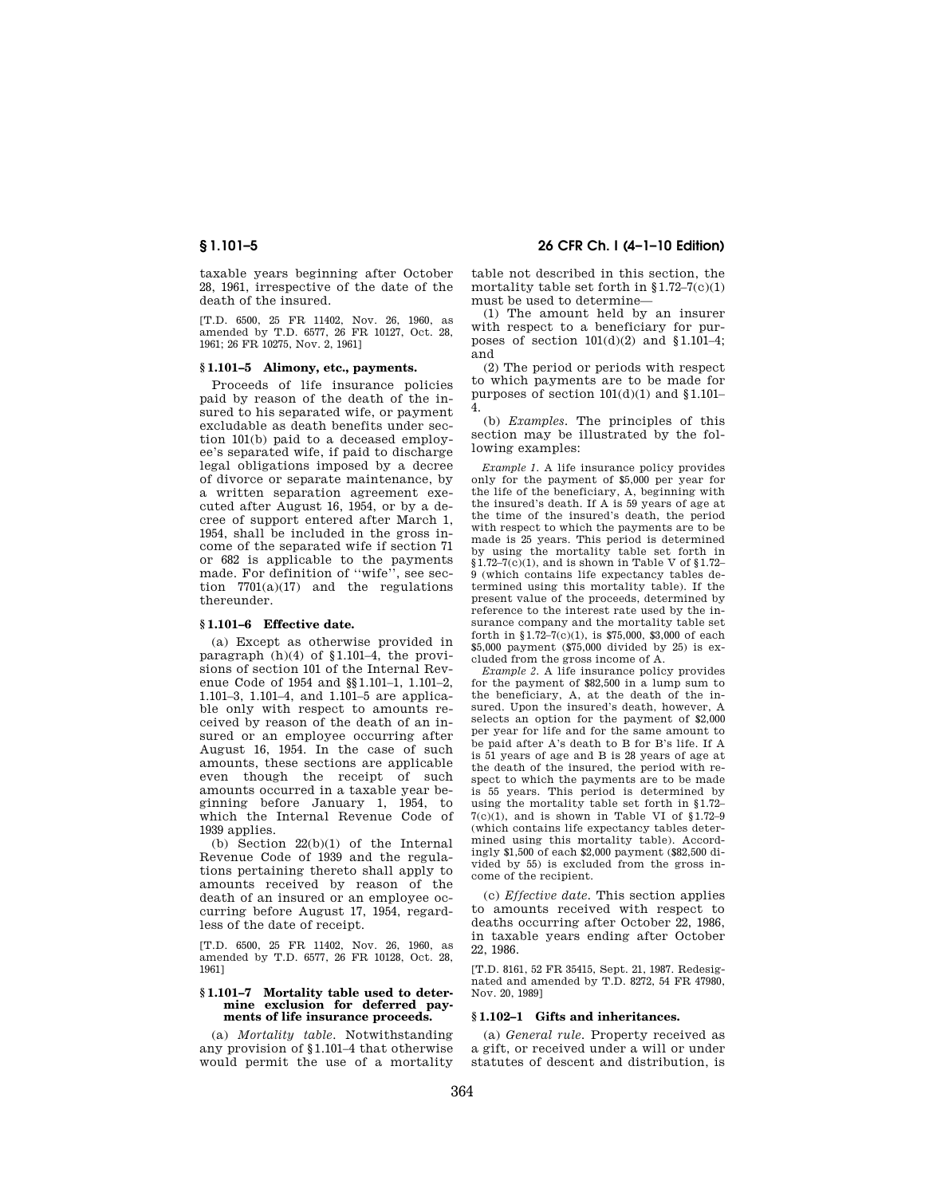taxable years beginning after October 28, 1961, irrespective of the date of the death of the insured.

[T.D. 6500, 25 FR 11402, Nov. 26, 1960, as amended by T.D. 6577, 26 FR 10127, Oct. 28, 1961; 26 FR 10275, Nov. 2, 1961]

### § 1.101–5 Alimony, etc., payments.

Proceeds of life insurance policies paid by reason of the death of the insured to his separated wife, or payment excludable as death benefits under section 101(b) paid to a deceased employee's separated wife, if paid to discharge legal obligations imposed by a decree of divorce or separate maintenance, by a written separation agreement executed after August 16, 1954, or by a decree of support entered after March 1, 1954, shall be included in the gross income of the separated wife if section 71 or 682 is applicable to the payments made. For definition of ''wife'', see section 7701(a)(17) and the regulations thereunder.

### § 1.101–6 Effective date.

(a) Except as otherwise provided in paragraph (h)(4) of § 1.101–4, the provisions of section 101 of the Internal Revenue Code of 1954 and §§ 1.101–1, 1.101–2, 1.101–3, 1.101–4, and 1.101–5 are applicable only with respect to amounts received by reason of the death of an insured or an employee occurring after August 16, 1954. In the case of such amounts, these sections are applicable even though the receipt of such amounts occurred in a taxable year beginning before January 1, 1954, to which the Internal Revenue Code of 1939 applies.

(b) Section 22(b)(1) of the Internal Revenue Code of 1939 and the regulations pertaining thereto shall apply to amounts received by reason of the death of an insured or an employee occurring before August 17, 1954, regardless of the date of receipt.

[T.D. 6500, 25 FR 11402, Nov. 26, 1960, as amended by T.D. 6577, 26 FR 10128, Oct. 28, 1961]

### § 1.101–7 Mortality table used to determine exclusion for deferred payments of life insurance proceeds.

(a) *Mortality table.* Notwithstanding any provision of § 1.101–4 that otherwise would permit the use of a mortality table not described in this section, the mortality table set forth in § 1.72–7(c)(1) must be used to determine—

(1) The amount held by an insurer with respect to a beneficiary for purposes of section 101(d)(2) and § 1.101–4; and

(2) The period or periods with respect to which payments are to be made for purposes of section 101(d)(1) and § 1.101–4.

(b) *Examples.* The principles of this section may be illustrated by the following examples:

*Example 1.* A life insurance policy provides only for the payment of $5,000 per year for the life of the beneficiary, A, beginning with the insured's death. If A is 59 years of age at the time of the insured's death, the period with respect to which the payments are to be made is 25 years. This period is determined by using the mortality table set forth in § 1.72–7(c)(1), and is shown in Table V of § 1.72–9 (which contains life expectancy tables determined using this mortality table). If the present value of the proceeds, determined by reference to the interest rate used by the insurance company and the mortality table set forth in § 1.72–7(c)(1), is $75,000, $3,000 of each $5,000 payment ($75,000 divided by 25) is excluded from the gross income of A.

*Example 2.* A life insurance policy provides for the payment of $82,500 in a lump sum to the beneficiary, A, at the death of the insured. Upon the insured's death, however, A selects an option for the payment of $2,000 per year for life and for the same amount to be paid after A's death to B for B's life. If A is 51 years of age and B is 28 years of age at the death of the insured, the period with respect to which the payments are to be made is 55 years. This period is determined by using the mortality table set forth in § 1.72–7(c)(1), and is shown in Table VI of § 1.72–9 (which contains life expectancy tables determined using this mortality table). Accordingly $1,500 of each $2,000 payment ($82,500 divided by 55) is excluded from the gross income of the recipient.

(c) *Effective date.* This section applies to amounts received with respect to deaths occurring after October 22, 1986, in taxable years ending after October 22, 1986.

[T.D. 8161, 52 FR 35415, Sept. 21, 1987. Redesignated and amended by T.D. 8272, 54 FR 47980, Nov. 20, 1989]

### § 1.102–1 Gifts and inheritances.

(a) *General rule.* Property received as a gift, or received under a will or under statutes of descent and distribution, is